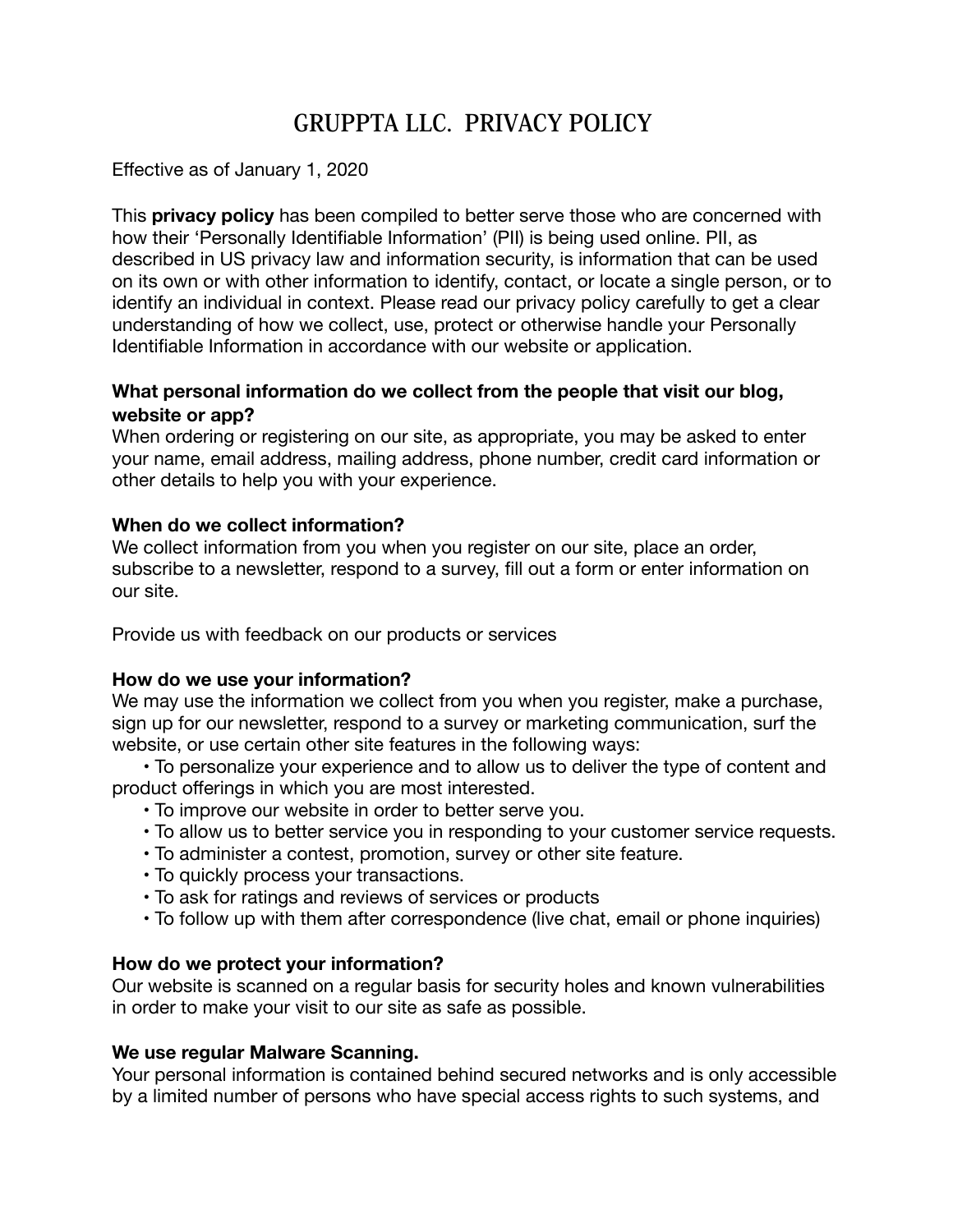# GRUPPTA LLC. PRIVACY POLICY

Effective as of January 1, 2020

This **privacy policy** has been compiled to better serve those who are concerned with how their 'Personally Identifiable Information' (PII) is being used online. PII, as described in US privacy law and information security, is information that can be used on its own or with other information to identify, contact, or locate a single person, or to identify an individual in context. Please read our privacy policy carefully to get a clear understanding of how we collect, use, protect or otherwise handle your Personally Identifiable Information in accordance with our website or application.

**What personal information do we collect from the people that visit our blog, website or app?**

When ordering or registering on our site, as appropriate, you may be asked to enter your name, email address, mailing address, phone number, credit card information or other details to help you with your experience.

**When do we collect information?**

We collect information from you when you register on our site, place an order, subscribe to a newsletter, respond to a survey, fill out a form or enter information on our site.

Provide us with feedback on our products or services

**How do we use your information?**

We may use the information we collect from you when you register, make a purchase, sign up for our newsletter, respond to a survey or marketing communication, surf the website, or use certain other site features in the following ways:

- To personalize your experience and to allow us to deliver the type of content and product offerings in which you are most interested.
- To improve our website in order to better serve you.
- To allow us to better service you in responding to your customer service requests.
- To administer a contest, promotion, survey or other site feature.
- To quickly process your transactions.
- To ask for ratings and reviews of services or products
- To follow up with them after correspondence (live chat, email or phone inquiries)

**How do we protect your information?**

Our website is scanned on a regular basis for security holes and known vulnerabilities in order to make your visit to our site as safe as possible.

**We use regular Malware Scanning.**

Your personal information is contained behind secured networks and is only accessible by a limited number of persons who have special access rights to such systems, and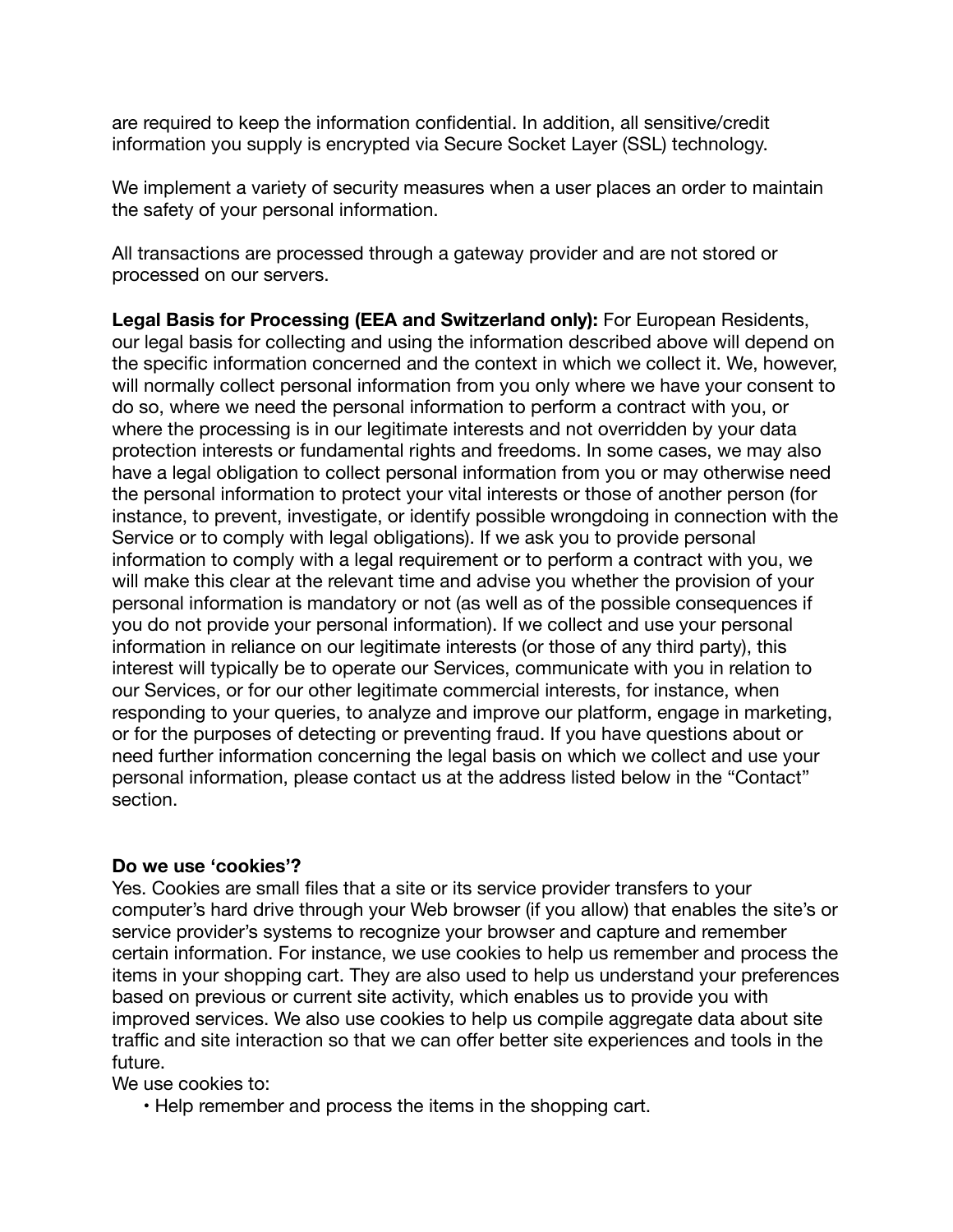are required to keep the information confidential. In addition, all sensitive/credit information you supply is encrypted via Secure Socket Layer (SSL) technology.

We implement a variety of security measures when a user places an order to maintain the safety of your personal information.

All transactions are processed through a gateway provider and are not stored or processed on our servers.

**Legal Basis for Processing (EEA and Switzerland only):** For European Residents, our legal basis for collecting and using the information described above will depend on the specific information concerned and the context in which we collect it. We, however, will normally collect personal information from you only where we have your consent to do so, where we need the personal information to perform a contract with you, or where the processing is in our legitimate interests and not overridden by your data protection interests or fundamental rights and freedoms. In some cases, we may also have a legal obligation to collect personal information from you or may otherwise need the personal information to protect your vital interests or those of another person (for instance, to prevent, investigate, or identify possible wrongdoing in connection with the Service or to comply with legal obligations). If we ask you to provide personal information to comply with a legal requirement or to perform a contract with you, we will make this clear at the relevant time and advise you whether the provision of your personal information is mandatory or not (as well as of the possible consequences if you do not provide your personal information). If we collect and use your personal information in reliance on our legitimate interests (or those of any third party), this interest will typically be to operate our Services, communicate with you in relation to our Services, or for our other legitimate commercial interests, for instance, when responding to your queries, to analyze and improve our platform, engage in marketing, or for the purposes of detecting or preventing fraud. If you have questions about or need further information concerning the legal basis on which we collect and use your personal information, please contact us at the address listed below in the "Contact" section.

**Do we use 'cookies'?**

Yes. Cookies are small files that a site or its service provider transfers to your computer's hard drive through your Web browser (if you allow) that enables the site's or service provider's systems to recognize your browser and capture and remember certain information. For instance, we use cookies to help us remember and process the items in your shopping cart. They are also used to help us understand your preferences based on previous or current site activity, which enables us to provide you with improved services. We also use cookies to help us compile aggregate data about site traffic and site interaction so that we can offer better site experiences and tools in the future.

We use cookies to:

- Help remember and process the items in the shopping cart.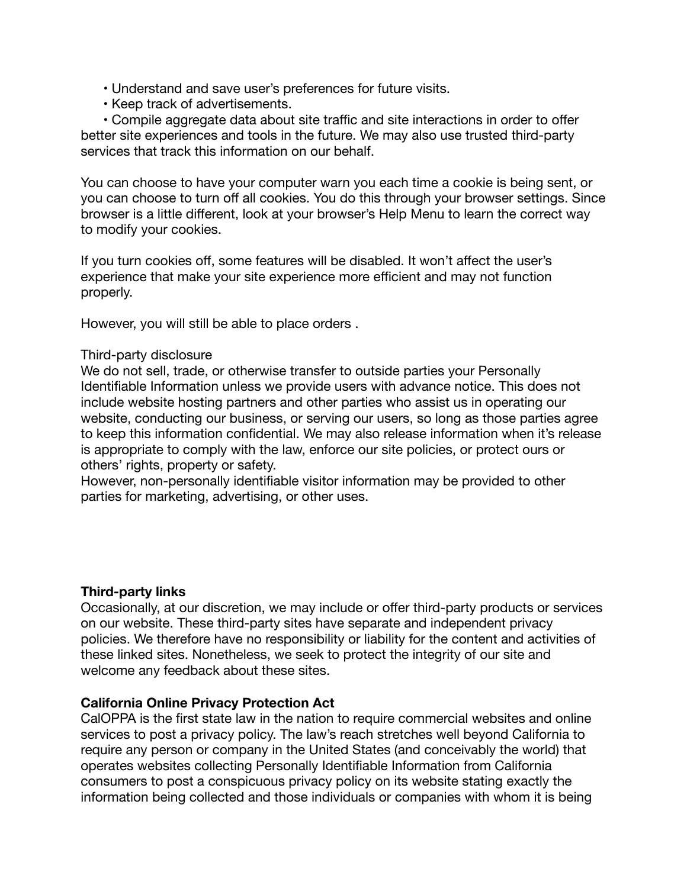- Understand and save user's preferences for future visits.
- Keep track of advertisements.
- Compile aggregate data about site traffic and site interactions in order to offer better site experiences and tools in the future. We may also use trusted third-party services that track this information on our behalf.

You can choose to have your computer warn you each time a cookie is being sent, or you can choose to turn off all cookies. You do this through your browser settings. Since browser is a little different, look at your browser's Help Menu to learn the correct way to modify your cookies.

If you turn cookies off, some features will be disabled. It won't affect the user's experience that make your site experience more efficient and may not function properly.

However, you will still be able to place orders .

Third-party disclosure
We do not sell, trade, or otherwise transfer to outside parties your Personally Identifiable Information unless we provide users with advance notice. This does not include website hosting partners and other parties who assist us in operating our website, conducting our business, or serving our users, so long as those parties agree to keep this information confidential. We may also release information when it's release is appropriate to comply with the law, enforce our site policies, or protect ours or others' rights, property or safety.
However, non-personally identifiable visitor information may be provided to other parties for marketing, advertising, or other uses.

**Third-party links**
Occasionally, at our discretion, we may include or offer third-party products or services on our website. These third-party sites have separate and independent privacy policies. We therefore have no responsibility or liability for the content and activities of these linked sites. Nonetheless, we seek to protect the integrity of our site and welcome any feedback about these sites.

**California Online Privacy Protection Act**
CalOPPA is the first state law in the nation to require commercial websites and online services to post a privacy policy. The law's reach stretches well beyond California to require any person or company in the United States (and conceivably the world) that operates websites collecting Personally Identifiable Information from California consumers to post a conspicuous privacy policy on its website stating exactly the information being collected and those individuals or companies with whom it is being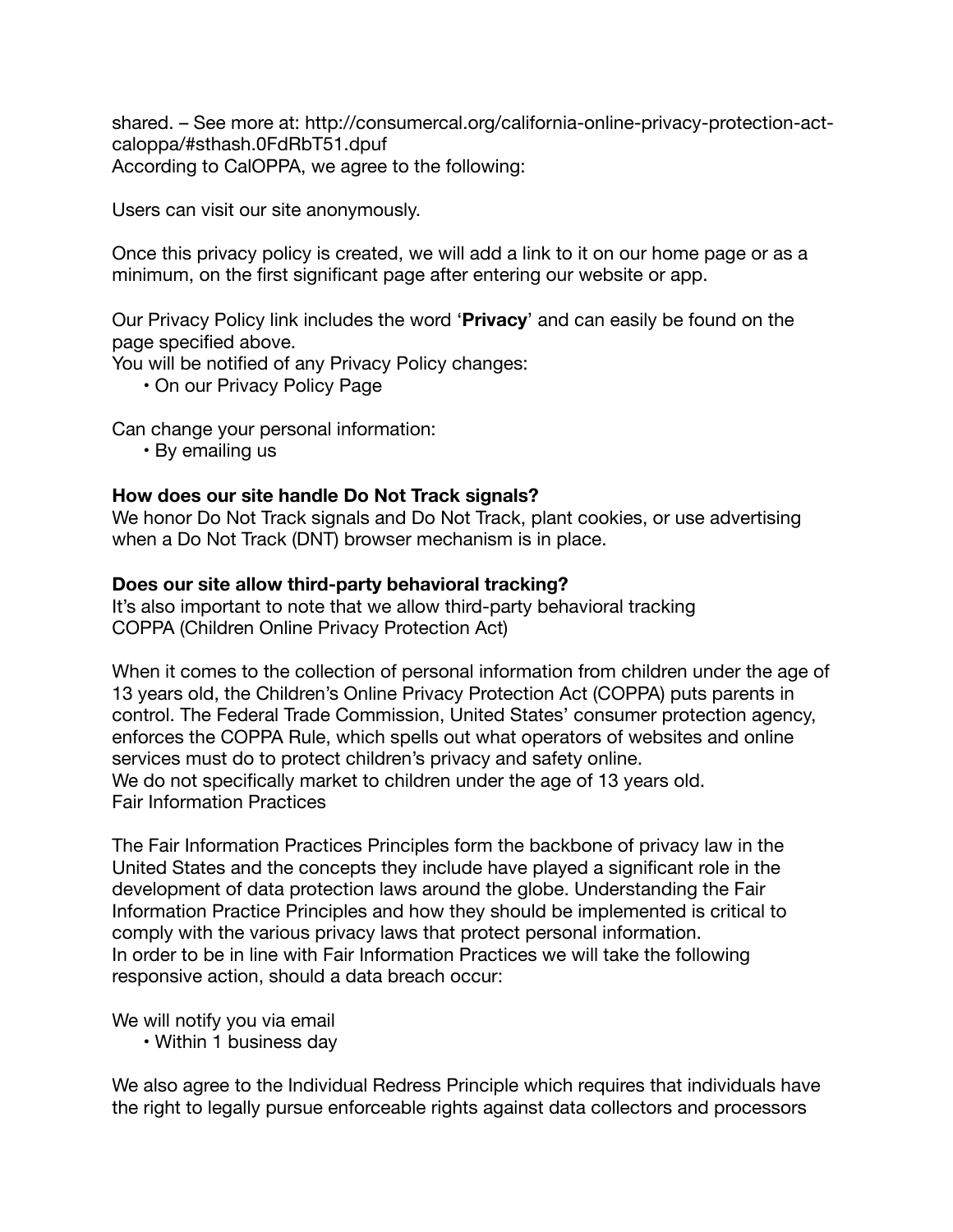shared. – See more at: http://consumercal.org/california-online-privacy-protection-act-caloppa/#sthash.0FdRbT51.dpuf
According to CalOPPA, we agree to the following:

Users can visit our site anonymously.

Once this privacy policy is created, we will add a link to it on our home page or as a minimum, on the first significant page after entering our website or app.

Our Privacy Policy link includes the word '**Privacy**' and can easily be found on the page specified above.
You will be notified of any Privacy Policy changes:

- On our Privacy Policy Page

Can change your personal information:

- By emailing us

**How does our site handle Do Not Track signals?**
We honor Do Not Track signals and Do Not Track, plant cookies, or use advertising when a Do Not Track (DNT) browser mechanism is in place.

**Does our site allow third-party behavioral tracking?**
It's also important to note that we allow third-party behavioral tracking
COPPA (Children Online Privacy Protection Act)

When it comes to the collection of personal information from children under the age of 13 years old, the Children's Online Privacy Protection Act (COPPA) puts parents in control. The Federal Trade Commission, United States' consumer protection agency, enforces the COPPA Rule, which spells out what operators of websites and online services must do to protect children's privacy and safety online.
We do not specifically market to children under the age of 13 years old.
Fair Information Practices

The Fair Information Practices Principles form the backbone of privacy law in the United States and the concepts they include have played a significant role in the development of data protection laws around the globe. Understanding the Fair Information Practice Principles and how they should be implemented is critical to comply with the various privacy laws that protect personal information.
In order to be in line with Fair Information Practices we will take the following responsive action, should a data breach occur:

We will notify you via email

- Within 1 business day

We also agree to the Individual Redress Principle which requires that individuals have the right to legally pursue enforceable rights against data collectors and processors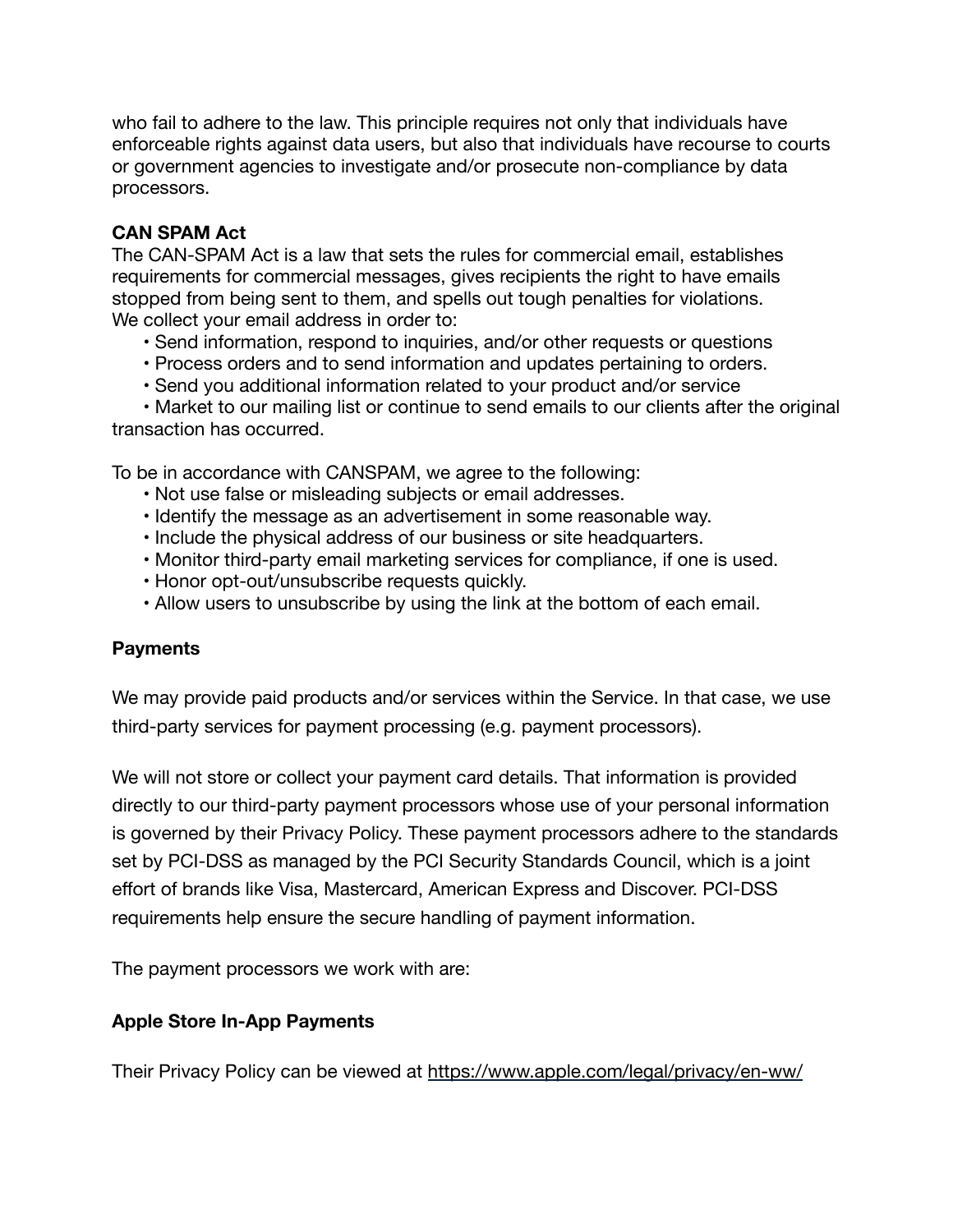who fail to adhere to the law. This principle requires not only that individuals have enforceable rights against data users, but also that individuals have recourse to courts or government agencies to investigate and/or prosecute non-compliance by data processors.

**CAN SPAM Act**

The CAN-SPAM Act is a law that sets the rules for commercial email, establishes requirements for commercial messages, gives recipients the right to have emails stopped from being sent to them, and spells out tough penalties for violations.
We collect your email address in order to:

- Send information, respond to inquiries, and/or other requests or questions
- Process orders and to send information and updates pertaining to orders.
- Send you additional information related to your product and/or service
- Market to our mailing list or continue to send emails to our clients after the original transaction has occurred.

To be in accordance with CANSPAM, we agree to the following:

- Not use false or misleading subjects or email addresses.
- Identify the message as an advertisement in some reasonable way.
- Include the physical address of our business or site headquarters.
- Monitor third-party email marketing services for compliance, if one is used.
- Honor opt-out/unsubscribe requests quickly.
- Allow users to unsubscribe by using the link at the bottom of each email.

**Payments**

We may provide paid products and/or services within the Service. In that case, we use third-party services for payment processing (e.g. payment processors).

We will not store or collect your payment card details. That information is provided directly to our third-party payment processors whose use of your personal information is governed by their Privacy Policy. These payment processors adhere to the standards set by PCI-DSS as managed by the PCI Security Standards Council, which is a joint effort of brands like Visa, Mastercard, American Express and Discover. PCI-DSS requirements help ensure the secure handling of payment information.

The payment processors we work with are:

**Apple Store In-App Payments**

Their Privacy Policy can be viewed at https://www.apple.com/legal/privacy/en-ww/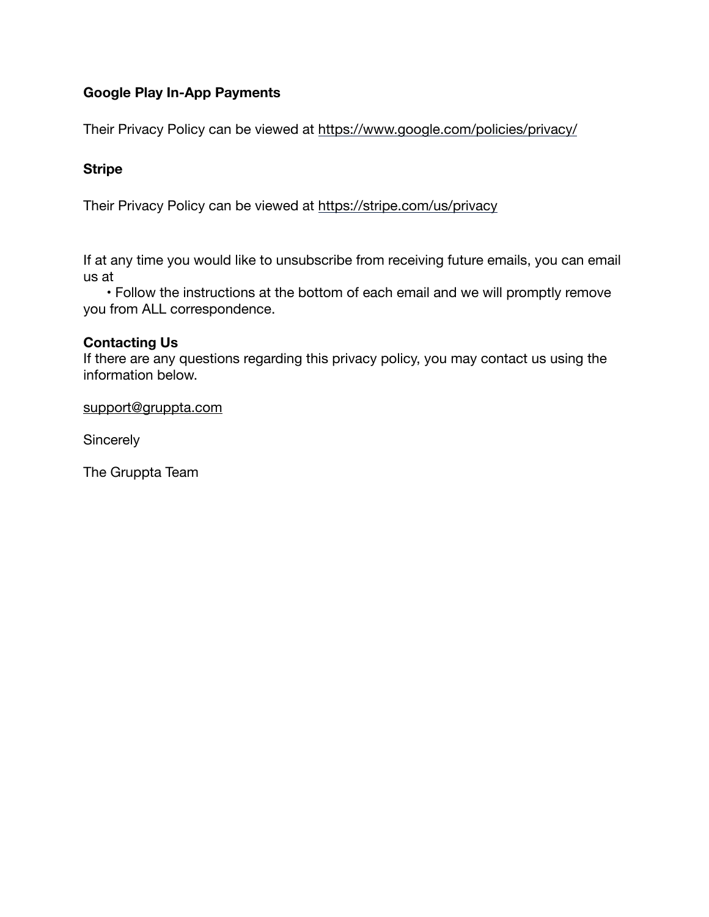**Google Play In-App Payments**

Their Privacy Policy can be viewed at https://www.google.com/policies/privacy/

**Stripe**

Their Privacy Policy can be viewed at https://stripe.com/us/privacy

If at any time you would like to unsubscribe from receiving future emails, you can email us at

- Follow the instructions at the bottom of each email and we will promptly remove you from ALL correspondence.

**Contacting Us**

If there are any questions regarding this privacy policy, you may contact us using the information below.

support@gruppta.com

Sincerely

The Gruppta Team